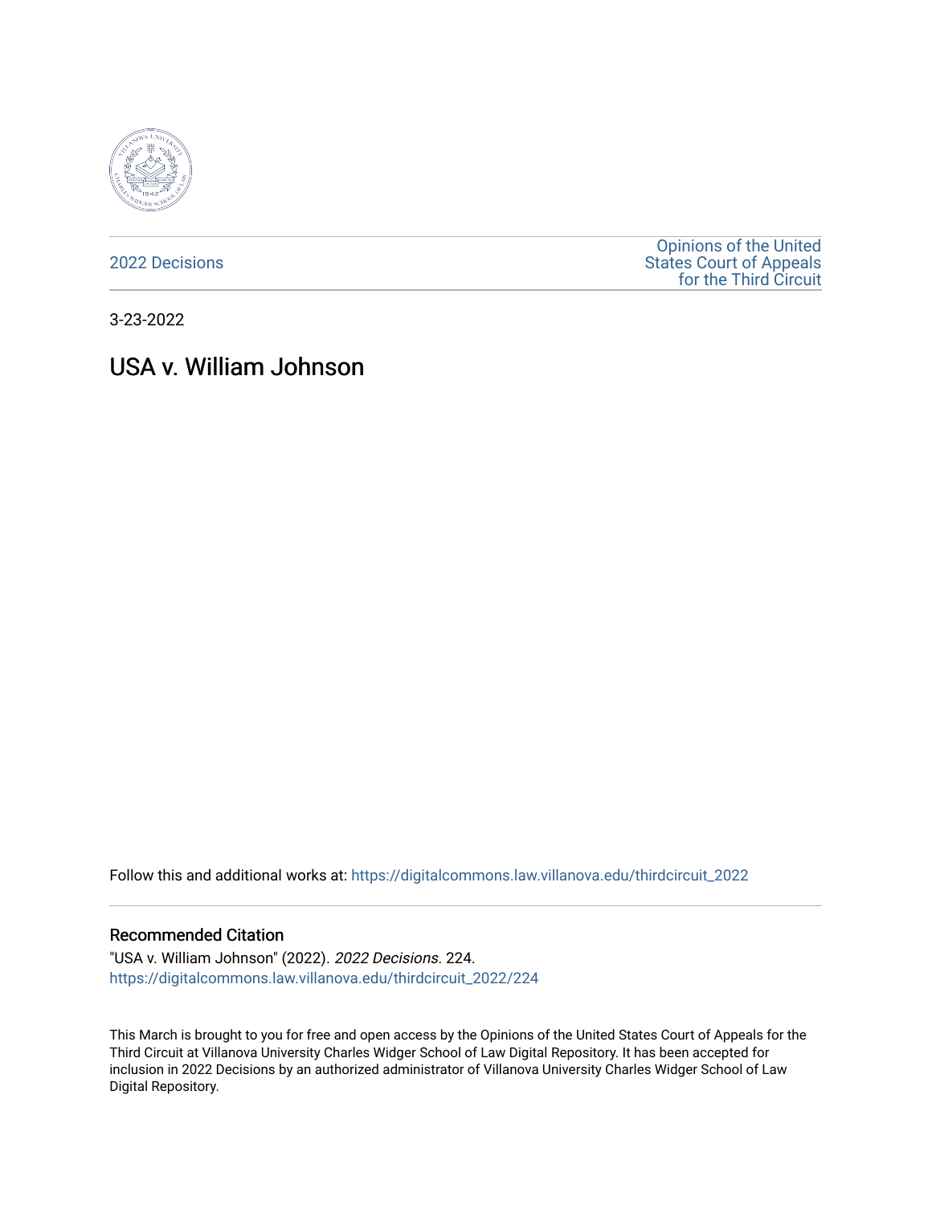2022 Decisions

Opinions of the United States Court of Appeals for the Third Circuit

3-23-2022

# USA v. William Johnson

Follow this and additional works at: https://digitalcommons.law.villanova.edu/thirdcircuit_2022

## Recommended Citation

"USA v. William Johnson" (2022). *2022 Decisions*. 224.
https://digitalcommons.law.villanova.edu/thirdcircuit_2022/224

This March is brought to you for free and open access by the Opinions of the United States Court of Appeals for the Third Circuit at Villanova University Charles Widger School of Law Digital Repository. It has been accepted for inclusion in 2022 Decisions by an authorized administrator of Villanova University Charles Widger School of Law Digital Repository.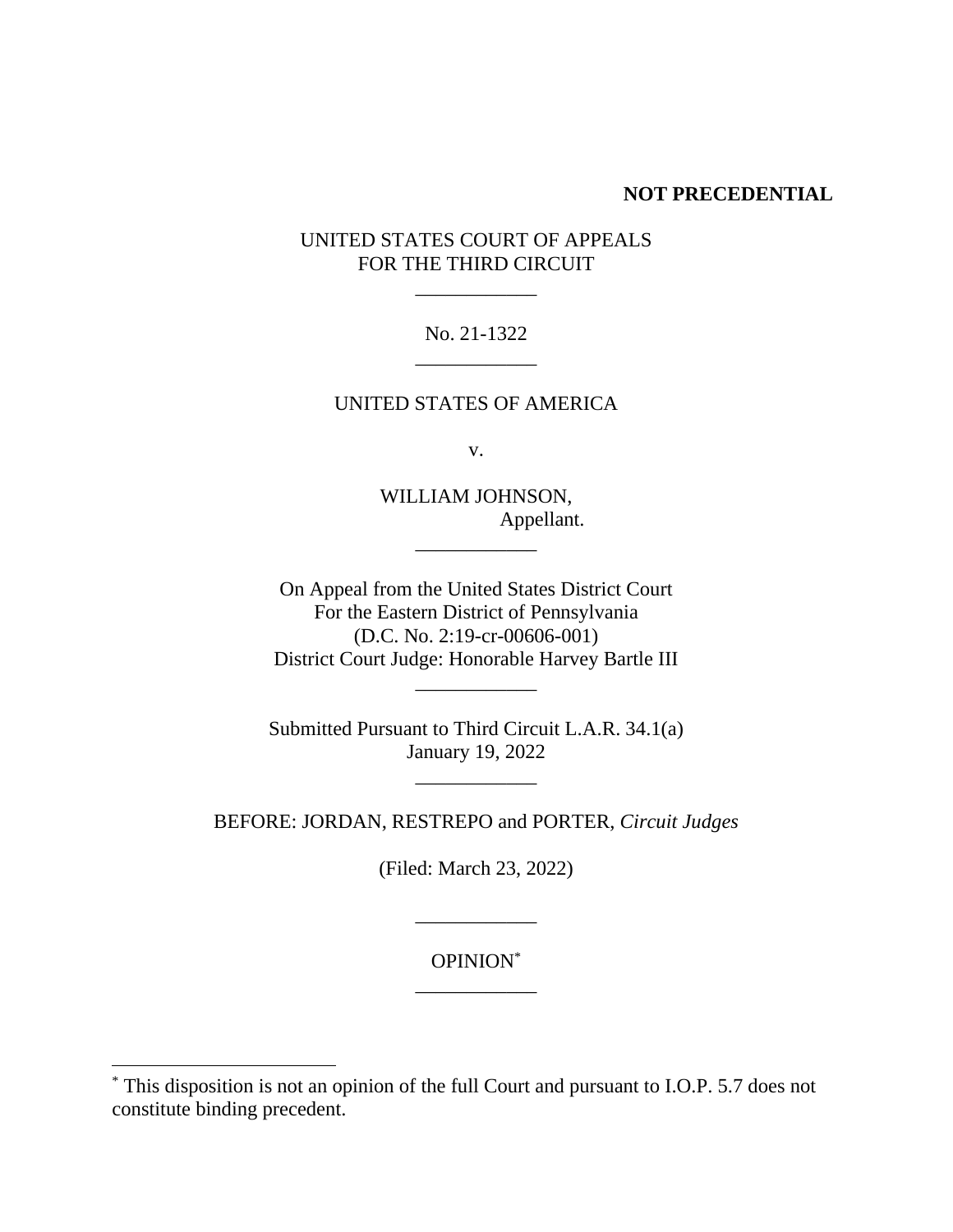**NOT PRECEDENTIAL**

UNITED STATES COURT OF APPEALS
FOR THE THIRD CIRCUIT

\_\_\_\_\_\_\_\_\_\_\_\_

No. 21-1322

\_\_\_\_\_\_\_\_\_\_\_\_

UNITED STATES OF AMERICA

v.

WILLIAM JOHNSON,
Appellant.

\_\_\_\_\_\_\_\_\_\_\_\_

On Appeal from the United States District Court
For the Eastern District of Pennsylvania
(D.C. No. 2:19-cr-00606-001)
District Court Judge: Honorable Harvey Bartle III

\_\_\_\_\_\_\_\_\_\_\_\_

Submitted Pursuant to Third Circuit L.A.R. 34.1(a)
January 19, 2022

\_\_\_\_\_\_\_\_\_\_\_\_

BEFORE: JORDAN, RESTREPO and PORTER, *Circuit Judges*

(Filed: March 23, 2022)

\_\_\_\_\_\_\_\_\_\_\_\_

OPINION[*]

\_\_\_\_\_\_\_\_\_\_\_\_

[*] This disposition is not an opinion of the full Court and pursuant to I.O.P. 5.7 does not constitute binding precedent.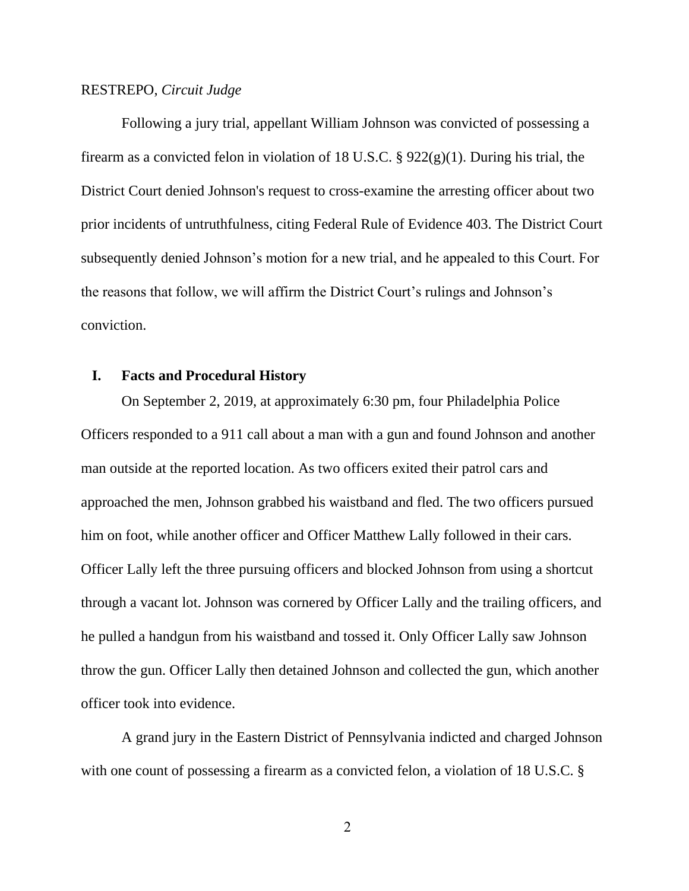RESTREPO, *Circuit Judge*

Following a jury trial, appellant William Johnson was convicted of possessing a firearm as a convicted felon in violation of 18 U.S.C. § 922(g)(1). During his trial, the District Court denied Johnson's request to cross-examine the arresting officer about two prior incidents of untruthfulness, citing Federal Rule of Evidence 403. The District Court subsequently denied Johnson's motion for a new trial, and he appealed to this Court. For the reasons that follow, we will affirm the District Court's rulings and Johnson's conviction.

## I. Facts and Procedural History

On September 2, 2019, at approximately 6:30 pm, four Philadelphia Police Officers responded to a 911 call about a man with a gun and found Johnson and another man outside at the reported location. As two officers exited their patrol cars and approached the men, Johnson grabbed his waistband and fled. The two officers pursued him on foot, while another officer and Officer Matthew Lally followed in their cars. Officer Lally left the three pursuing officers and blocked Johnson from using a shortcut through a vacant lot. Johnson was cornered by Officer Lally and the trailing officers, and he pulled a handgun from his waistband and tossed it. Only Officer Lally saw Johnson throw the gun. Officer Lally then detained Johnson and collected the gun, which another officer took into evidence.

A grand jury in the Eastern District of Pennsylvania indicted and charged Johnson with one count of possessing a firearm as a convicted felon, a violation of 18 U.S.C. §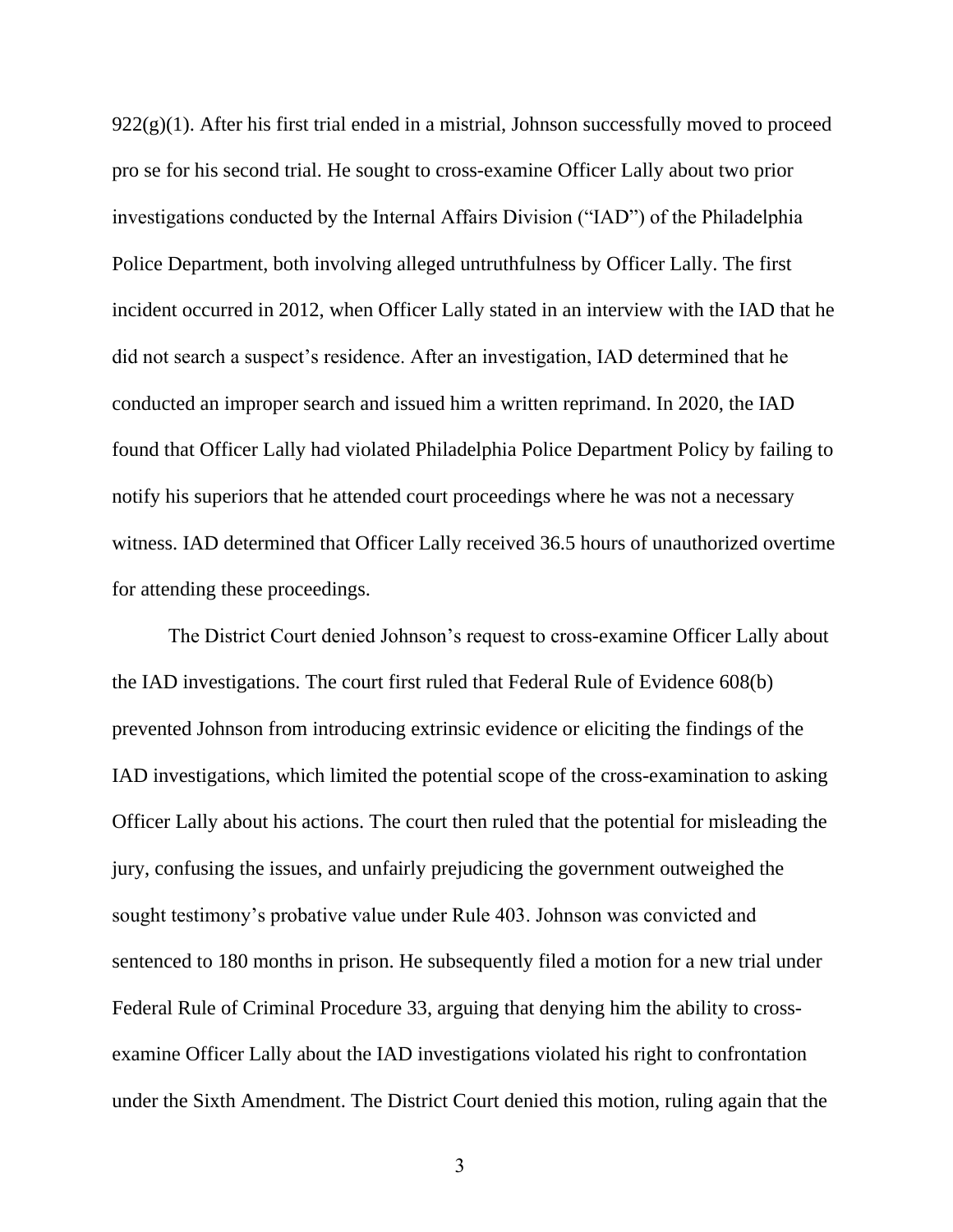922(g)(1). After his first trial ended in a mistrial, Johnson successfully moved to proceed pro se for his second trial. He sought to cross-examine Officer Lally about two prior investigations conducted by the Internal Affairs Division ("IAD") of the Philadelphia Police Department, both involving alleged untruthfulness by Officer Lally. The first incident occurred in 2012, when Officer Lally stated in an interview with the IAD that he did not search a suspect's residence. After an investigation, IAD determined that he conducted an improper search and issued him a written reprimand. In 2020, the IAD found that Officer Lally had violated Philadelphia Police Department Policy by failing to notify his superiors that he attended court proceedings where he was not a necessary witness. IAD determined that Officer Lally received 36.5 hours of unauthorized overtime for attending these proceedings.

The District Court denied Johnson's request to cross-examine Officer Lally about the IAD investigations. The court first ruled that Federal Rule of Evidence 608(b) prevented Johnson from introducing extrinsic evidence or eliciting the findings of the IAD investigations, which limited the potential scope of the cross-examination to asking Officer Lally about his actions. The court then ruled that the potential for misleading the jury, confusing the issues, and unfairly prejudicing the government outweighed the sought testimony's probative value under Rule 403. Johnson was convicted and sentenced to 180 months in prison. He subsequently filed a motion for a new trial under Federal Rule of Criminal Procedure 33, arguing that denying him the ability to cross-examine Officer Lally about the IAD investigations violated his right to confrontation under the Sixth Amendment. The District Court denied this motion, ruling again that the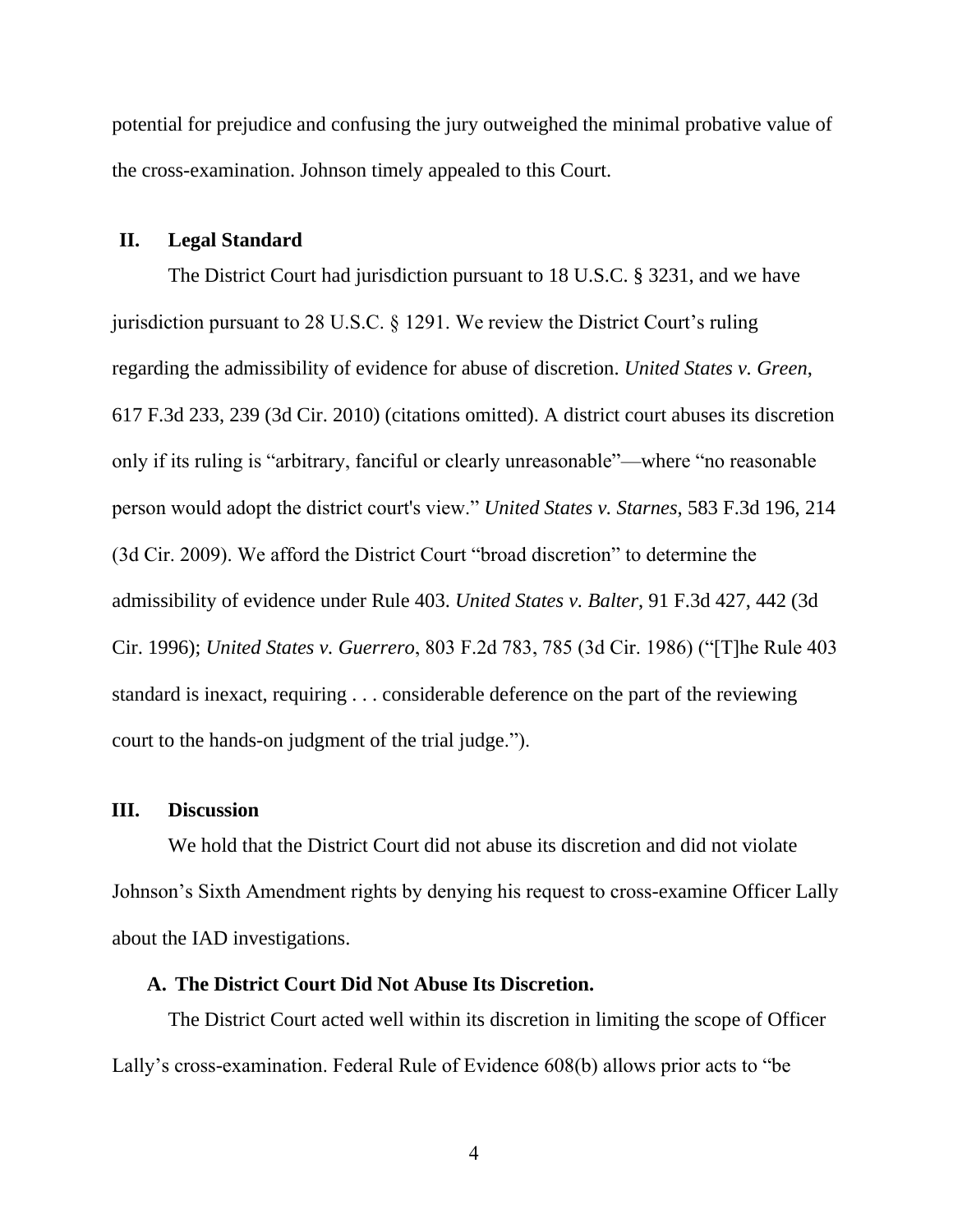potential for prejudice and confusing the jury outweighed the minimal probative value of the cross-examination. Johnson timely appealed to this Court.

## II. Legal Standard

The District Court had jurisdiction pursuant to 18 U.S.C. § 3231, and we have jurisdiction pursuant to 28 U.S.C. § 1291. We review the District Court's ruling regarding the admissibility of evidence for abuse of discretion. *United States v. Green*, 617 F.3d 233, 239 (3d Cir. 2010) (citations omitted). A district court abuses its discretion only if its ruling is "arbitrary, fanciful or clearly unreasonable"—where "no reasonable person would adopt the district court's view." *United States v. Starnes*, 583 F.3d 196, 214 (3d Cir. 2009). We afford the District Court "broad discretion" to determine the admissibility of evidence under Rule 403. *United States v. Balter*, 91 F.3d 427, 442 (3d Cir. 1996); *United States v. Guerrero*, 803 F.2d 783, 785 (3d Cir. 1986) ("[T]he Rule 403 standard is inexact, requiring . . . considerable deference on the part of the reviewing court to the hands-on judgment of the trial judge.").

## III. Discussion

We hold that the District Court did not abuse its discretion and did not violate Johnson's Sixth Amendment rights by denying his request to cross-examine Officer Lally about the IAD investigations.

### A. The District Court Did Not Abuse Its Discretion.

The District Court acted well within its discretion in limiting the scope of Officer Lally's cross-examination. Federal Rule of Evidence 608(b) allows prior acts to "be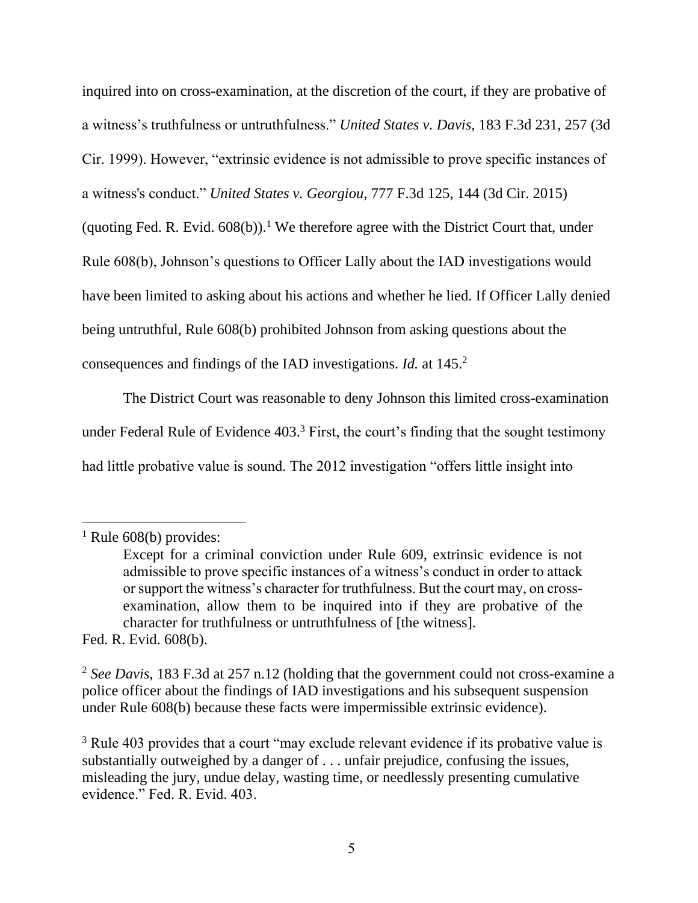inquired into on cross-examination, at the discretion of the court, if they are probative of a witness's truthfulness or untruthfulness." *United States v. Davis*, 183 F.3d 231, 257 (3d Cir. 1999). However, "extrinsic evidence is not admissible to prove specific instances of a witness's conduct." *United States v. Georgiou*, 777 F.3d 125, 144 (3d Cir. 2015) (quoting Fed. R. Evid. 608(b)).[1] We therefore agree with the District Court that, under Rule 608(b), Johnson's questions to Officer Lally about the IAD investigations would have been limited to asking about his actions and whether he lied. If Officer Lally denied being untruthful, Rule 608(b) prohibited Johnson from asking questions about the consequences and findings of the IAD investigations. *Id.* at 145.[2]

The District Court was reasonable to deny Johnson this limited cross-examination under Federal Rule of Evidence 403.[3] First, the court's finding that the sought testimony had little probative value is sound. The 2012 investigation "offers little insight into

---

[1] Rule 608(b) provides:

> Except for a criminal conviction under Rule 609, extrinsic evidence is not admissible to prove specific instances of a witness's conduct in order to attack or support the witness's character for truthfulness. But the court may, on cross-examination, allow them to be inquired into if they are probative of the character for truthfulness or untruthfulness of [the witness].

Fed. R. Evid. 608(b).

[2] *See Davis*, 183 F.3d at 257 n.12 (holding that the government could not cross-examine a police officer about the findings of IAD investigations and his subsequent suspension under Rule 608(b) because these facts were impermissible extrinsic evidence).

[3] Rule 403 provides that a court "may exclude relevant evidence if its probative value is substantially outweighed by a danger of . . . unfair prejudice, confusing the issues, misleading the jury, undue delay, wasting time, or needlessly presenting cumulative evidence." Fed. R. Evid. 403.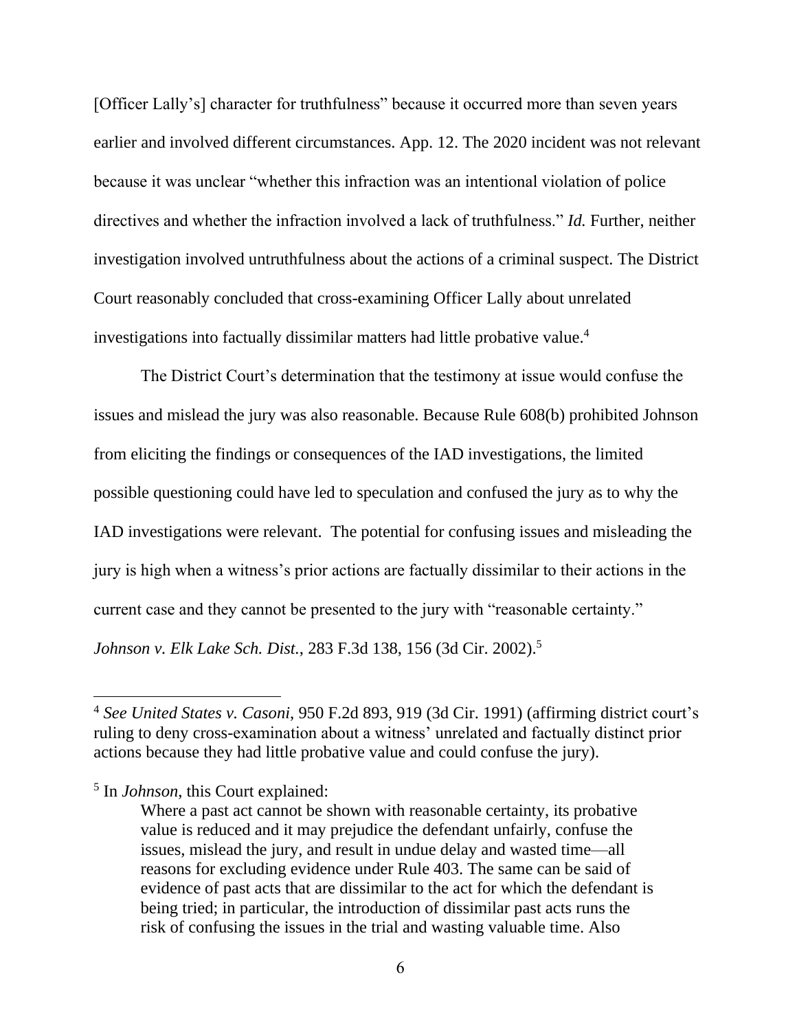[Officer Lally's] character for truthfulness" because it occurred more than seven years earlier and involved different circumstances. App. 12. The 2020 incident was not relevant because it was unclear "whether this infraction was an intentional violation of police directives and whether the infraction involved a lack of truthfulness." *Id.* Further, neither investigation involved untruthfulness about the actions of a criminal suspect. The District Court reasonably concluded that cross-examining Officer Lally about unrelated investigations into factually dissimilar matters had little probative value.[4]

The District Court's determination that the testimony at issue would confuse the issues and mislead the jury was also reasonable. Because Rule 608(b) prohibited Johnson from eliciting the findings or consequences of the IAD investigations, the limited possible questioning could have led to speculation and confused the jury as to why the IAD investigations were relevant. The potential for confusing issues and misleading the jury is high when a witness's prior actions are factually dissimilar to their actions in the current case and they cannot be presented to the jury with "reasonable certainty." *Johnson v. Elk Lake Sch. Dist.*, 283 F.3d 138, 156 (3d Cir. 2002).[5]

---

[4] *See United States v. Casoni*, 950 F.2d 893, 919 (3d Cir. 1991) (affirming district court's ruling to deny cross-examination about a witness' unrelated and factually distinct prior actions because they had little probative value and could confuse the jury).

[5] In *Johnson*, this Court explained:

> Where a past act cannot be shown with reasonable certainty, its probative value is reduced and it may prejudice the defendant unfairly, confuse the issues, mislead the jury, and result in undue delay and wasted time—all reasons for excluding evidence under Rule 403. The same can be said of evidence of past acts that are dissimilar to the act for which the defendant is being tried; in particular, the introduction of dissimilar past acts runs the risk of confusing the issues in the trial and wasting valuable time. Also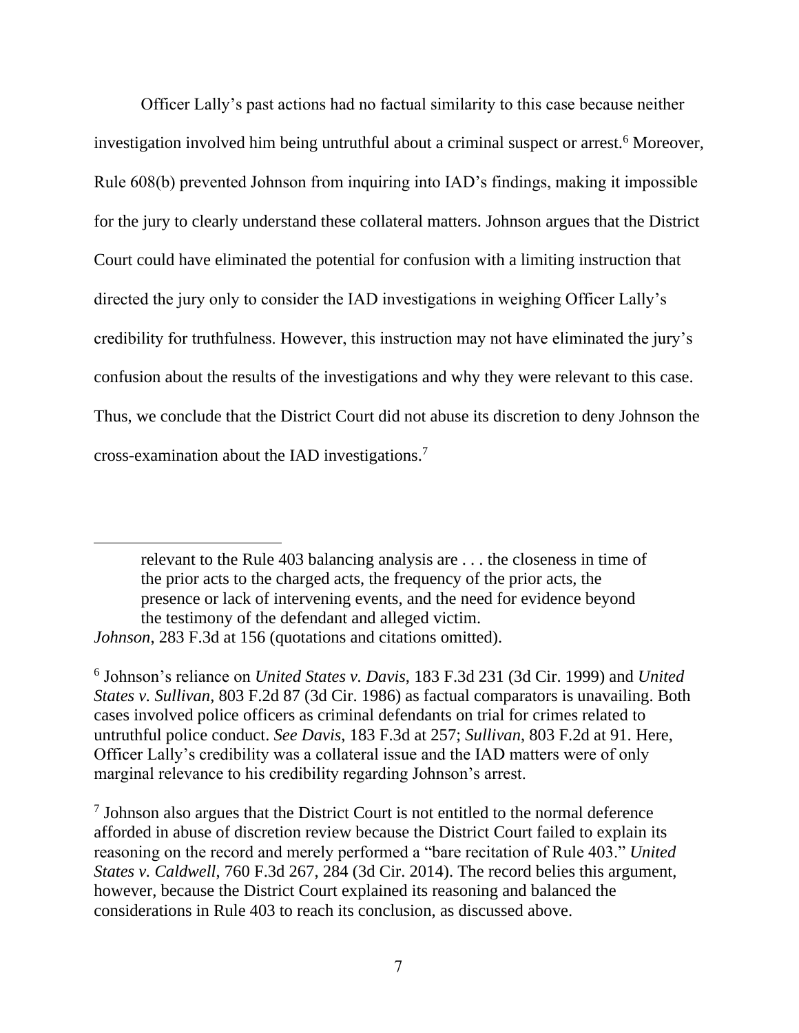Officer Lally's past actions had no factual similarity to this case because neither investigation involved him being untruthful about a criminal suspect or arrest.[6] Moreover, Rule 608(b) prevented Johnson from inquiring into IAD's findings, making it impossible for the jury to clearly understand these collateral matters. Johnson argues that the District Court could have eliminated the potential for confusion with a limiting instruction that directed the jury only to consider the IAD investigations in weighing Officer Lally's credibility for truthfulness. However, this instruction may not have eliminated the jury's confusion about the results of the investigations and why they were relevant to this case. Thus, we conclude that the District Court did not abuse its discretion to deny Johnson the cross-examination about the IAD investigations.[7]

---

> relevant to the Rule 403 balancing analysis are . . . the closeness in time of the prior acts to the charged acts, the frequency of the prior acts, the presence or lack of intervening events, and the need for evidence beyond the testimony of the defendant and alleged victim.

*Johnson*, 283 F.3d at 156 (quotations and citations omitted).

[6] Johnson's reliance on *United States v. Davis*, 183 F.3d 231 (3d Cir. 1999) and *United States v. Sullivan*, 803 F.2d 87 (3d Cir. 1986) as factual comparators is unavailing. Both cases involved police officers as criminal defendants on trial for crimes related to untruthful police conduct. *See Davis*, 183 F.3d at 257; *Sullivan*, 803 F.2d at 91. Here, Officer Lally's credibility was a collateral issue and the IAD matters were of only marginal relevance to his credibility regarding Johnson's arrest.

[7] Johnson also argues that the District Court is not entitled to the normal deference afforded in abuse of discretion review because the District Court failed to explain its reasoning on the record and merely performed a "bare recitation of Rule 403." *United States v. Caldwell*, 760 F.3d 267, 284 (3d Cir. 2014). The record belies this argument, however, because the District Court explained its reasoning and balanced the considerations in Rule 403 to reach its conclusion, as discussed above.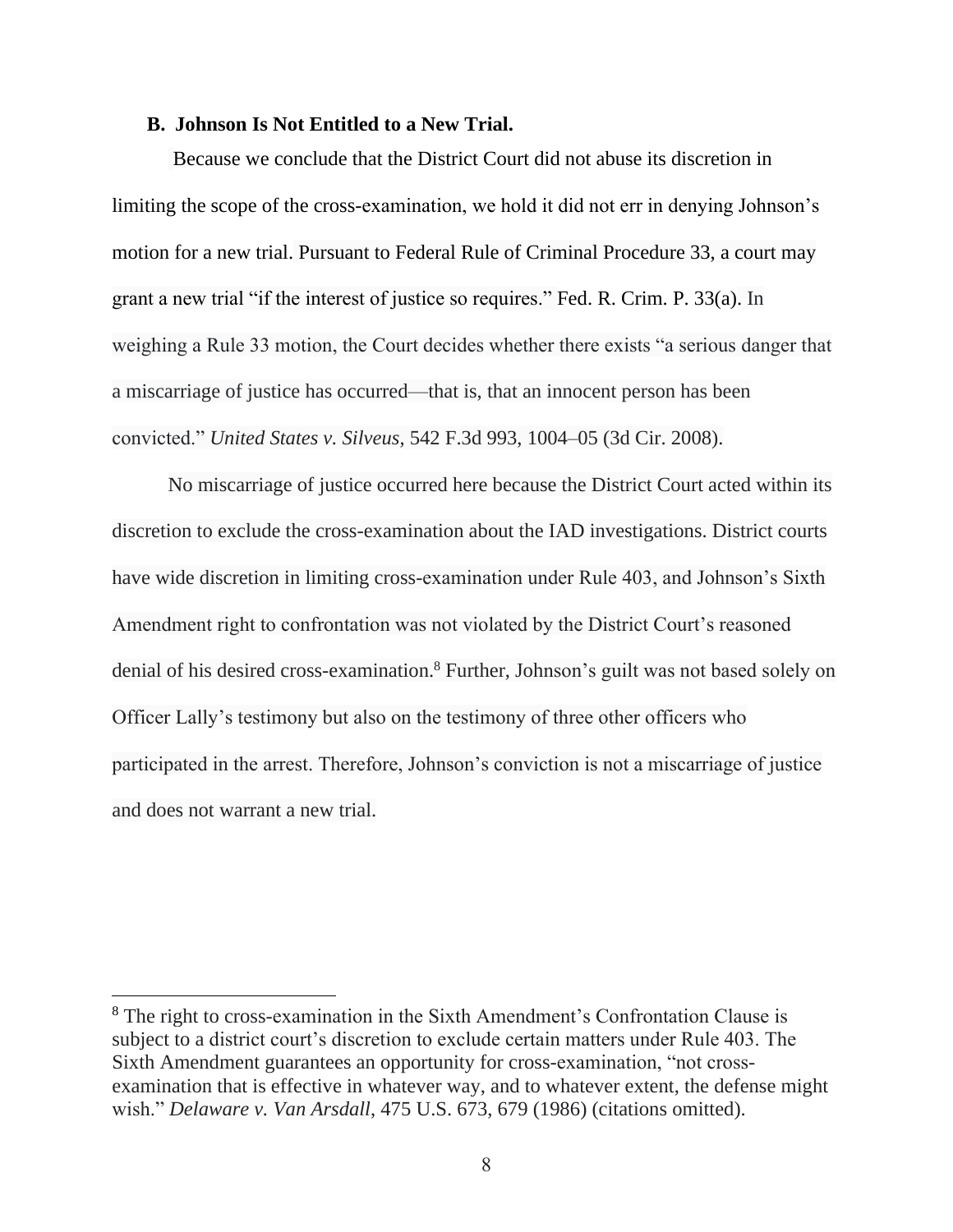### B. Johnson Is Not Entitled to a New Trial.

Because we conclude that the District Court did not abuse its discretion in limiting the scope of the cross-examination, we hold it did not err in denying Johnson's motion for a new trial. Pursuant to Federal Rule of Criminal Procedure 33, a court may grant a new trial "if the interest of justice so requires." Fed. R. Crim. P. 33(a). In weighing a Rule 33 motion, the Court decides whether there exists "a serious danger that a miscarriage of justice has occurred—that is, that an innocent person has been convicted." *United States v. Silveus*, 542 F.3d 993, 1004–05 (3d Cir. 2008).

No miscarriage of justice occurred here because the District Court acted within its discretion to exclude the cross-examination about the IAD investigations. District courts have wide discretion in limiting cross-examination under Rule 403, and Johnson's Sixth Amendment right to confrontation was not violated by the District Court's reasoned denial of his desired cross-examination.[8] Further, Johnson's guilt was not based solely on Officer Lally's testimony but also on the testimony of three other officers who participated in the arrest. Therefore, Johnson's conviction is not a miscarriage of justice and does not warrant a new trial.

---

[8] The right to cross-examination in the Sixth Amendment's Confrontation Clause is subject to a district court's discretion to exclude certain matters under Rule 403. The Sixth Amendment guarantees an opportunity for cross-examination, "not cross-examination that is effective in whatever way, and to whatever extent, the defense might wish." *Delaware v. Van Arsdall*, 475 U.S. 673, 679 (1986) (citations omitted).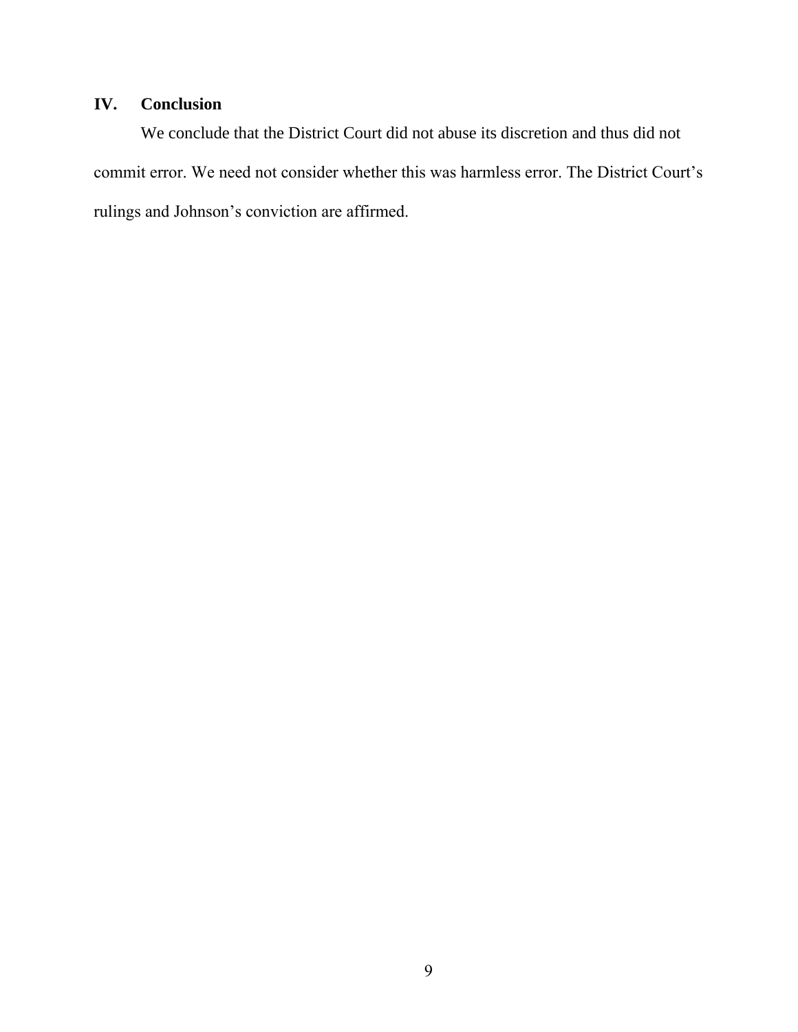## IV. Conclusion

We conclude that the District Court did not abuse its discretion and thus did not commit error. We need not consider whether this was harmless error. The District Court's rulings and Johnson's conviction are affirmed.